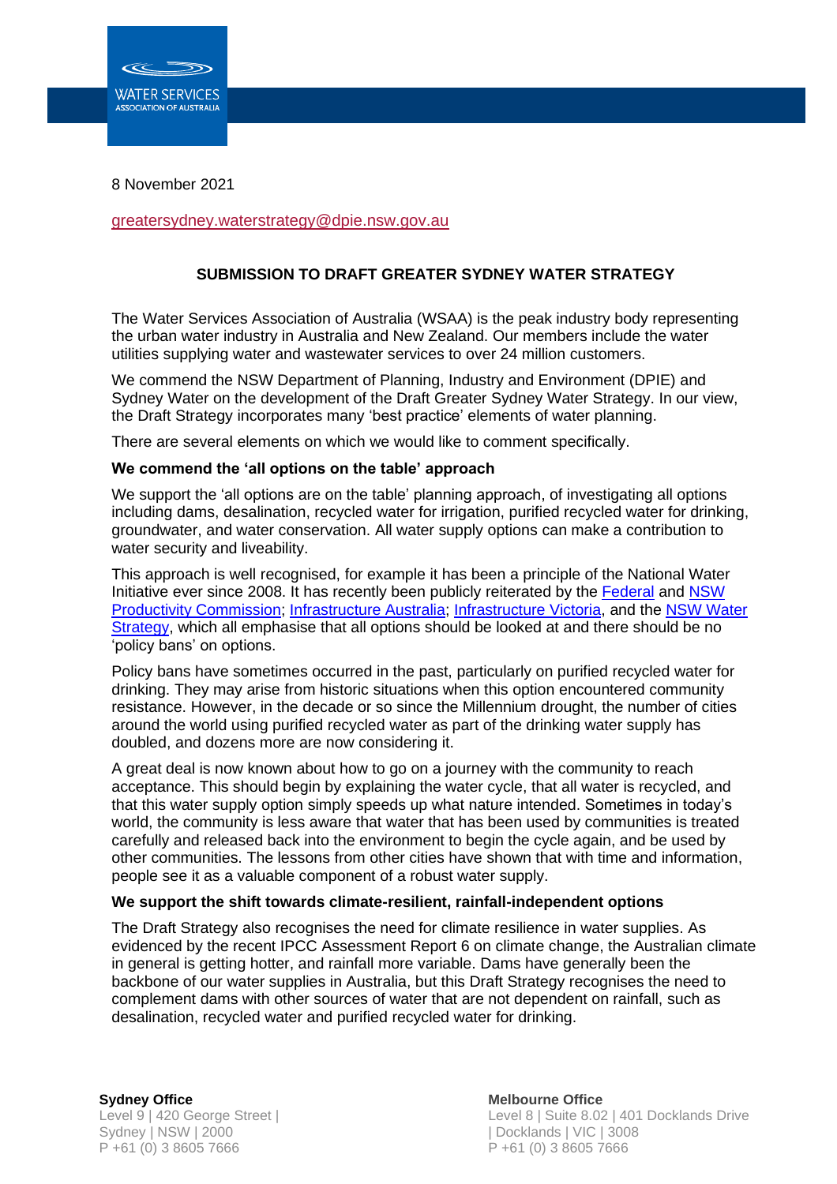8 November 2021

greatersydney.waterstrategy@dpie.nsw.gov.au

**SUBMISSION TO DRAFT GREATER SYDNEY WATER STRATEGY**

The Water Services Association of Australia (WSAA) is the peak industry body representing the urban water industry in Australia and New Zealand. Our members include the water utilities supplying water and wastewater services to over 24 million customers.

We commend the NSW Department of Planning, Industry and Environment (DPIE) and Sydney Water on the development of the Draft Greater Sydney Water Strategy. In our view, the Draft Strategy incorporates many 'best practice' elements of water planning.

There are several elements on which we would like to comment specifically.

**We commend the 'all options on the table' approach**

We support the 'all options are on the table' planning approach, of investigating all options including dams, desalination, recycled water for irrigation, purified recycled water for drinking, groundwater, and water conservation. All water supply options can make a contribution to water security and liveability.

This approach is well recognised, for example it has been a principle of the National Water Initiative ever since 2008. It has recently been publicly reiterated by the Federal and NSW Productivity Commission; Infrastructure Australia; Infrastructure Victoria, and the NSW Water Strategy, which all emphasise that all options should be looked at and there should be no 'policy bans' on options.

Policy bans have sometimes occurred in the past, particularly on purified recycled water for drinking. They may arise from historic situations when this option encountered community resistance. However, in the decade or so since the Millennium drought, the number of cities around the world using purified recycled water as part of the drinking water supply has doubled, and dozens more are now considering it.

A great deal is now known about how to go on a journey with the community to reach acceptance. This should begin by explaining the water cycle, that all water is recycled, and that this water supply option simply speeds up what nature intended. Sometimes in today's world, the community is less aware that water that has been used by communities is treated carefully and released back into the environment to begin the cycle again, and be used by other communities. The lessons from other cities have shown that with time and information, people see it as a valuable component of a robust water supply.

**We support the shift towards climate-resilient, rainfall-independent options**

The Draft Strategy also recognises the need for climate resilience in water supplies. As evidenced by the recent IPCC Assessment Report 6 on climate change, the Australian climate in general is getting hotter, and rainfall more variable. Dams have generally been the backbone of our water supplies in Australia, but this Draft Strategy recognises the need to complement dams with other sources of water that are not dependent on rainfall, such as desalination, recycled water and purified recycled water for drinking.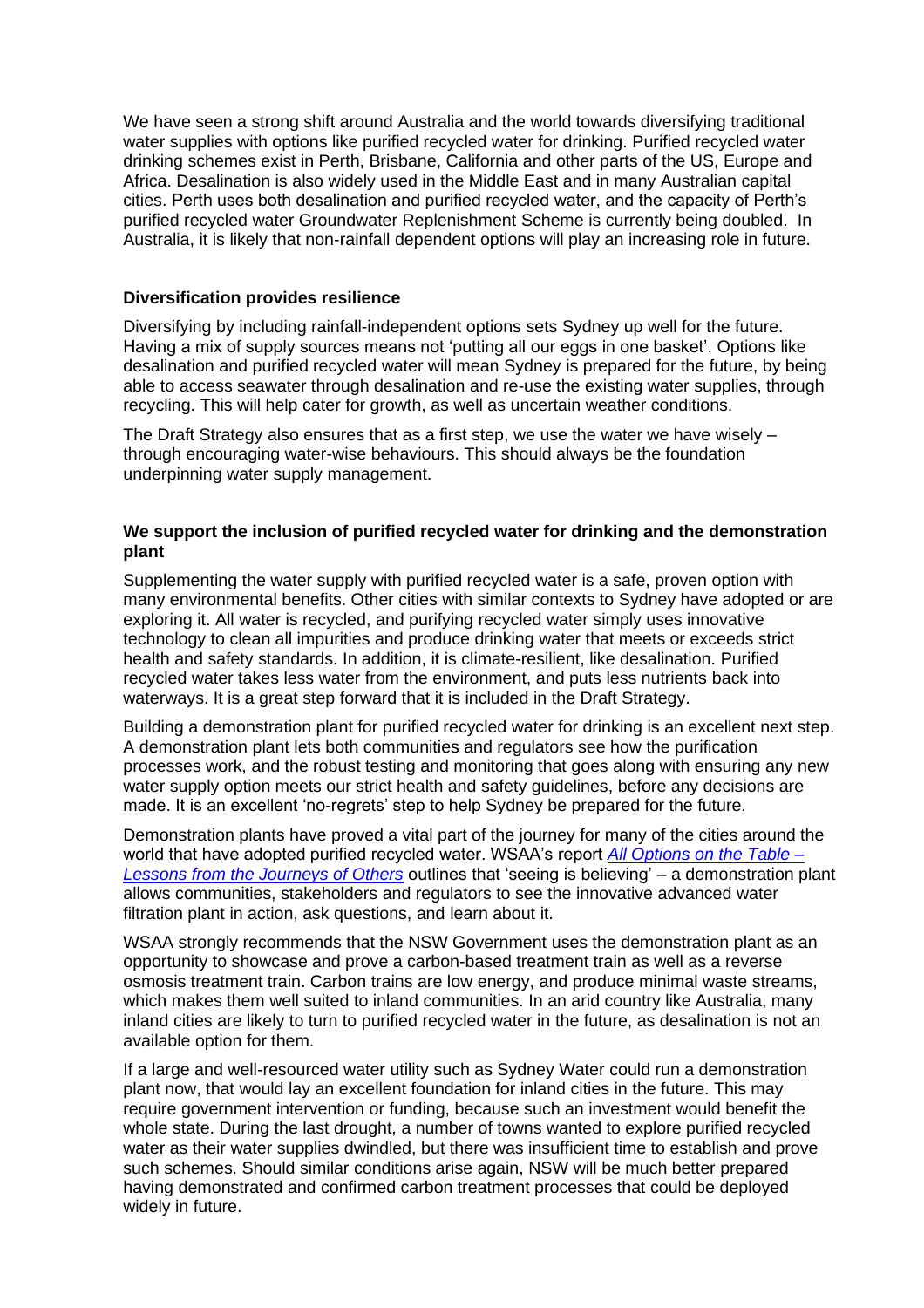We have seen a strong shift around Australia and the world towards diversifying traditional water supplies with options like purified recycled water for drinking. Purified recycled water drinking schemes exist in Perth, Brisbane, California and other parts of the US, Europe and Africa. Desalination is also widely used in the Middle East and in many Australian capital cities. Perth uses both desalination and purified recycled water, and the capacity of Perth's purified recycled water Groundwater Replenishment Scheme is currently being doubled. In Australia, it is likely that non-rainfall dependent options will play an increasing role in future.

**Diversification provides resilience**

Diversifying by including rainfall-independent options sets Sydney up well for the future. Having a mix of supply sources means not 'putting all our eggs in one basket'. Options like desalination and purified recycled water will mean Sydney is prepared for the future, by being able to access seawater through desalination and re-use the existing water supplies, through recycling. This will help cater for growth, as well as uncertain weather conditions.

The Draft Strategy also ensures that as a first step, we use the water we have wisely – through encouraging water-wise behaviours. This should always be the foundation underpinning water supply management.

**We support the inclusion of purified recycled water for drinking and the demonstration plant**

Supplementing the water supply with purified recycled water is a safe, proven option with many environmental benefits. Other cities with similar contexts to Sydney have adopted or are exploring it. All water is recycled, and purifying recycled water simply uses innovative technology to clean all impurities and produce drinking water that meets or exceeds strict health and safety standards. In addition, it is climate-resilient, like desalination. Purified recycled water takes less water from the environment, and puts less nutrients back into waterways. It is a great step forward that it is included in the Draft Strategy.

Building a demonstration plant for purified recycled water for drinking is an excellent next step. A demonstration plant lets both communities and regulators see how the purification processes work, and the robust testing and monitoring that goes along with ensuring any new water supply option meets our strict health and safety guidelines, before any decisions are made. It is an excellent 'no-regrets' step to help Sydney be prepared for the future.

Demonstration plants have proved a vital part of the journey for many of the cities around the world that have adopted purified recycled water. WSAA's report *All Options on the Table – Lessons from the Journeys of Others* outlines that 'seeing is believing' – a demonstration plant allows communities, stakeholders and regulators to see the innovative advanced water filtration plant in action, ask questions, and learn about it.

WSAA strongly recommends that the NSW Government uses the demonstration plant as an opportunity to showcase and prove a carbon-based treatment train as well as a reverse osmosis treatment train. Carbon trains are low energy, and produce minimal waste streams, which makes them well suited to inland communities. In an arid country like Australia, many inland cities are likely to turn to purified recycled water in the future, as desalination is not an available option for them.

If a large and well-resourced water utility such as Sydney Water could run a demonstration plant now, that would lay an excellent foundation for inland cities in the future. This may require government intervention or funding, because such an investment would benefit the whole state. During the last drought, a number of towns wanted to explore purified recycled water as their water supplies dwindled, but there was insufficient time to establish and prove such schemes. Should similar conditions arise again, NSW will be much better prepared having demonstrated and confirmed carbon treatment processes that could be deployed widely in future.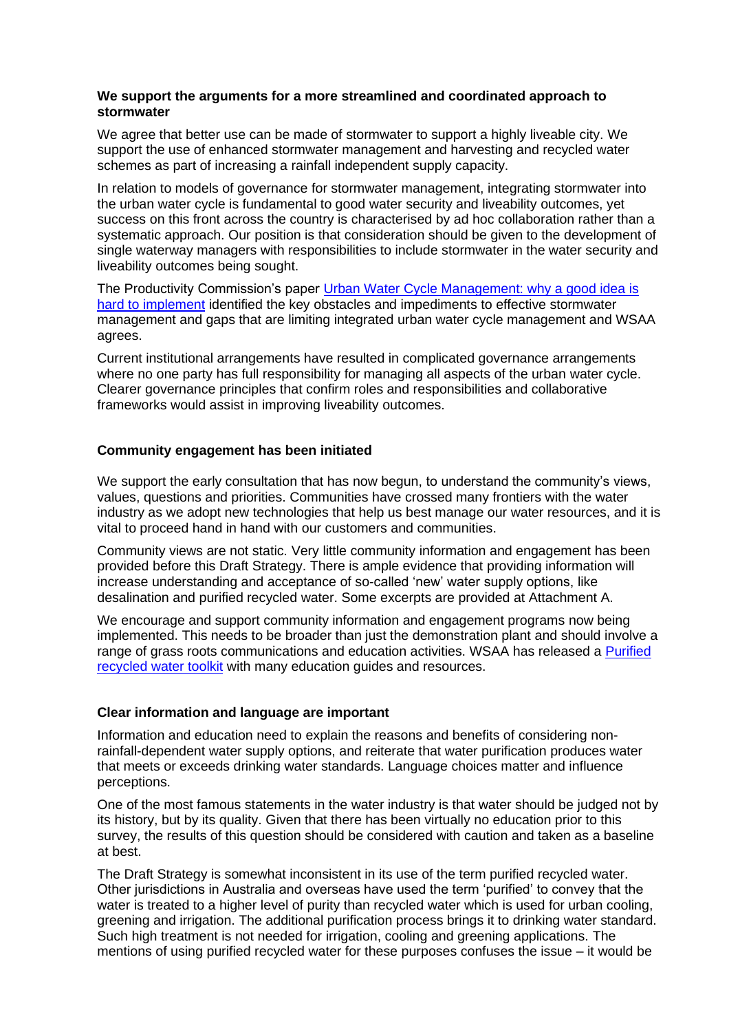**We support the arguments for a more streamlined and coordinated approach to stormwater**

We agree that better use can be made of stormwater to support a highly liveable city. We support the use of enhanced stormwater management and harvesting and recycled water schemes as part of increasing a rainfall independent supply capacity.

In relation to models of governance for stormwater management, integrating stormwater into the urban water cycle is fundamental to good water security and liveability outcomes, yet success on this front across the country is characterised by ad hoc collaboration rather than a systematic approach. Our position is that consideration should be given to the development of single waterway managers with responsibilities to include stormwater in the water security and liveability outcomes being sought.

The Productivity Commission's paper [Urban Water Cycle Management: why a good idea is hard to implement] identified the key obstacles and impediments to effective stormwater management and gaps that are limiting integrated urban water cycle management and WSAA agrees.

Current institutional arrangements have resulted in complicated governance arrangements where no one party has full responsibility for managing all aspects of the urban water cycle. Clearer governance principles that confirm roles and responsibilities and collaborative frameworks would assist in improving liveability outcomes.

**Community engagement has been initiated**

We support the early consultation that has now begun, to understand the community's views, values, questions and priorities. Communities have crossed many frontiers with the water industry as we adopt new technologies that help us best manage our water resources, and it is vital to proceed hand in hand with our customers and communities.

Community views are not static. Very little community information and engagement has been provided before this Draft Strategy. There is ample evidence that providing information will increase understanding and acceptance of so-called 'new' water supply options, like desalination and purified recycled water. Some excerpts are provided at Attachment A.

We encourage and support community information and engagement programs now being implemented. This needs to be broader than just the demonstration plant and should involve a range of grass roots communications and education activities. WSAA has released a [Purified recycled water toolkit] with many education guides and resources.

**Clear information and language are important**

Information and education need to explain the reasons and benefits of considering non-rainfall-dependent water supply options, and reiterate that water purification produces water that meets or exceeds drinking water standards. Language choices matter and influence perceptions.

One of the most famous statements in the water industry is that water should be judged not by its history, but by its quality. Given that there has been virtually no education prior to this survey, the results of this question should be considered with caution and taken as a baseline at best.

The Draft Strategy is somewhat inconsistent in its use of the term purified recycled water. Other jurisdictions in Australia and overseas have used the term 'purified' to convey that the water is treated to a higher level of purity than recycled water which is used for urban cooling, greening and irrigation. The additional purification process brings it to drinking water standard. Such high treatment is not needed for irrigation, cooling and greening applications. The mentions of using purified recycled water for these purposes confuses the issue – it would be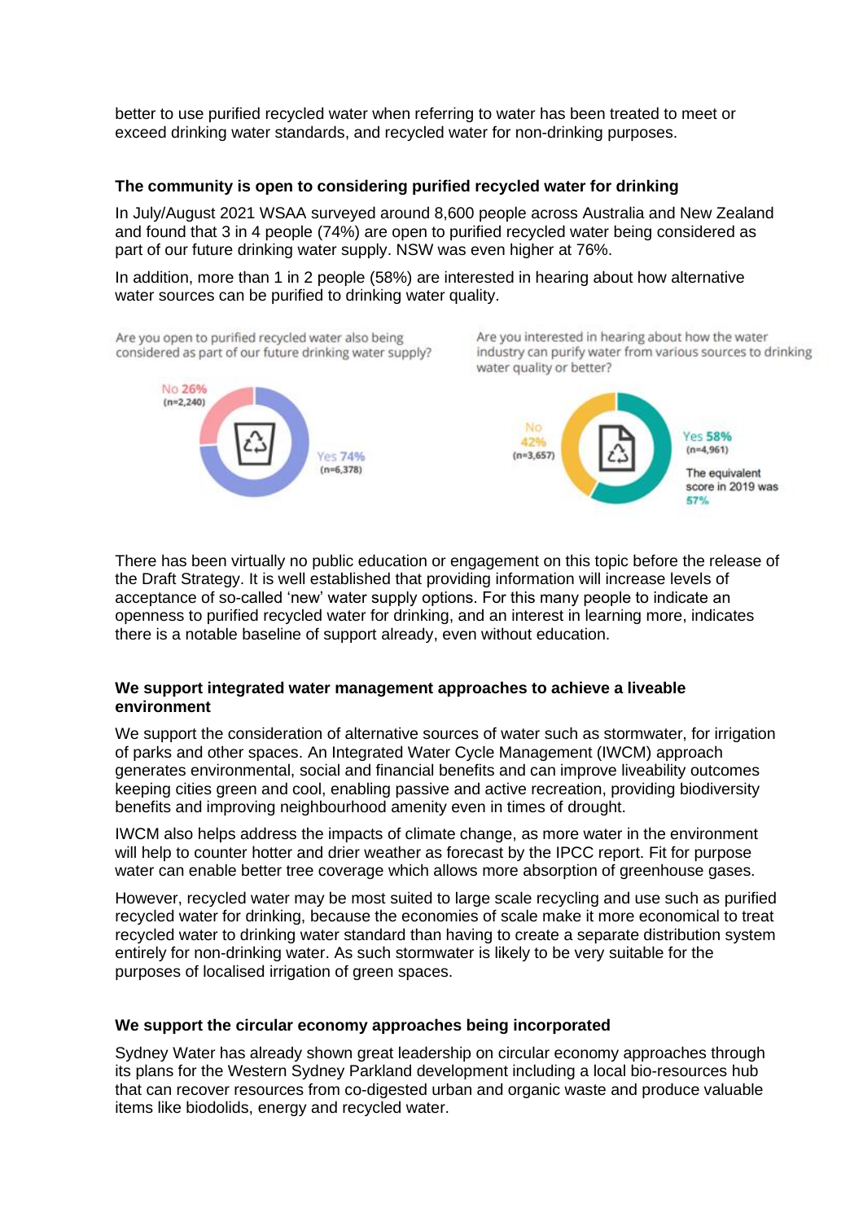better to use purified recycled water when referring to water has been treated to meet or exceed drinking water standards, and recycled water for non-drinking purposes.

**The community is open to considering purified recycled water for drinking**

In July/August 2021 WSAA surveyed around 8,600 people across Australia and New Zealand and found that 3 in 4 people (74%) are open to purified recycled water being considered as part of our future drinking water supply. NSW was even higher at 76%.

In addition, more than 1 in 2 people (58%) are interested in hearing about how alternative water sources can be purified to drinking water quality.

Are you open to purified recycled water also being considered as part of our future drinking water supply?

No 26%
(n=2,240)

Yes 74%
(n=6,378)

Are you interested in hearing about how the water industry can purify water from various sources to drinking water quality or better?

No
42%
(n=3,657)

Yes 58%
(n=4,961)

The equivalent score in 2019 was 57%

There has been virtually no public education or engagement on this topic before the release of the Draft Strategy. It is well established that providing information will increase levels of acceptance of so-called 'new' water supply options. For this many people to indicate an openness to purified recycled water for drinking, and an interest in learning more, indicates there is a notable baseline of support already, even without education.

**We support integrated water management approaches to achieve a liveable environment**

We support the consideration of alternative sources of water such as stormwater, for irrigation of parks and other spaces. An Integrated Water Cycle Management (IWCM) approach generates environmental, social and financial benefits and can improve liveability outcomes keeping cities green and cool, enabling passive and active recreation, providing biodiversity benefits and improving neighbourhood amenity even in times of drought.

IWCM also helps address the impacts of climate change, as more water in the environment will help to counter hotter and drier weather as forecast by the IPCC report. Fit for purpose water can enable better tree coverage which allows more absorption of greenhouse gases.

However, recycled water may be most suited to large scale recycling and use such as purified recycled water for drinking, because the economies of scale make it more economical to treat recycled water to drinking water standard than having to create a separate distribution system entirely for non-drinking water. As such stormwater is likely to be very suitable for the purposes of localised irrigation of green spaces.

**We support the circular economy approaches being incorporated**

Sydney Water has already shown great leadership on circular economy approaches through its plans for the Western Sydney Parkland development including a local bio-resources hub that can recover resources from co-digested urban and organic waste and produce valuable items like biodolids, energy and recycled water.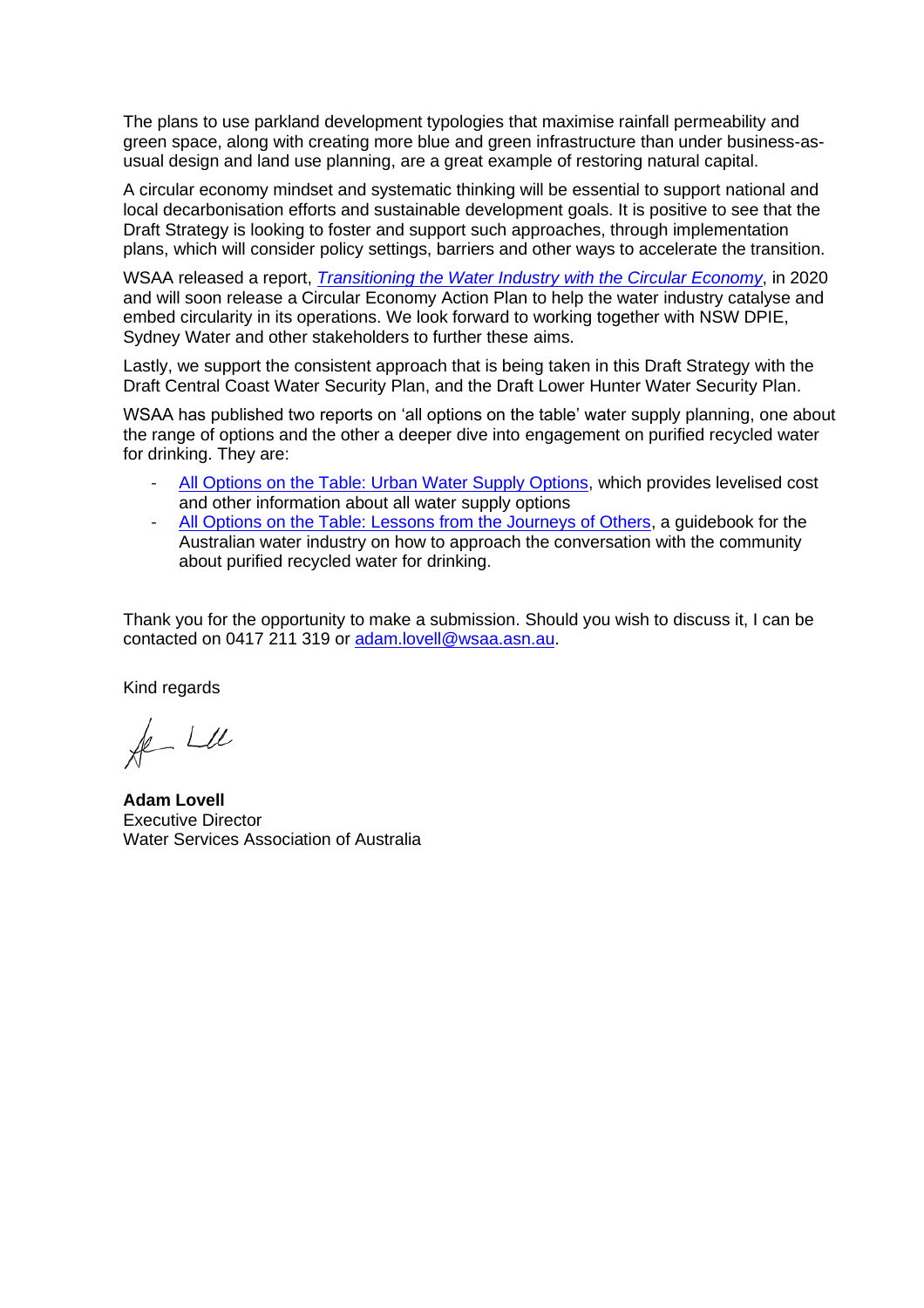The plans to use parkland development typologies that maximise rainfall permeability and green space, along with creating more blue and green infrastructure than under business-as-usual design and land use planning, are a great example of restoring natural capital.

A circular economy mindset and systematic thinking will be essential to support national and local decarbonisation efforts and sustainable development goals. It is positive to see that the Draft Strategy is looking to foster and support such approaches, through implementation plans, which will consider policy settings, barriers and other ways to accelerate the transition.

WSAA released a report, *Transitioning the Water Industry with the Circular Economy*, in 2020 and will soon release a Circular Economy Action Plan to help the water industry catalyse and embed circularity in its operations. We look forward to working together with NSW DPIE, Sydney Water and other stakeholders to further these aims.

Lastly, we support the consistent approach that is being taken in this Draft Strategy with the Draft Central Coast Water Security Plan, and the Draft Lower Hunter Water Security Plan.

WSAA has published two reports on 'all options on the table' water supply planning, one about the range of options and the other a deeper dive into engagement on purified recycled water for drinking. They are:

- All Options on the Table: Urban Water Supply Options, which provides levelised cost and other information about all water supply options
- All Options on the Table: Lessons from the Journeys of Others, a guidebook for the Australian water industry on how to approach the conversation with the community about purified recycled water for drinking.

Thank you for the opportunity to make a submission. Should you wish to discuss it, I can be contacted on 0417 211 319 or adam.lovell@wsaa.asn.au.

Kind regards

**Adam Lovell**
Executive Director
Water Services Association of Australia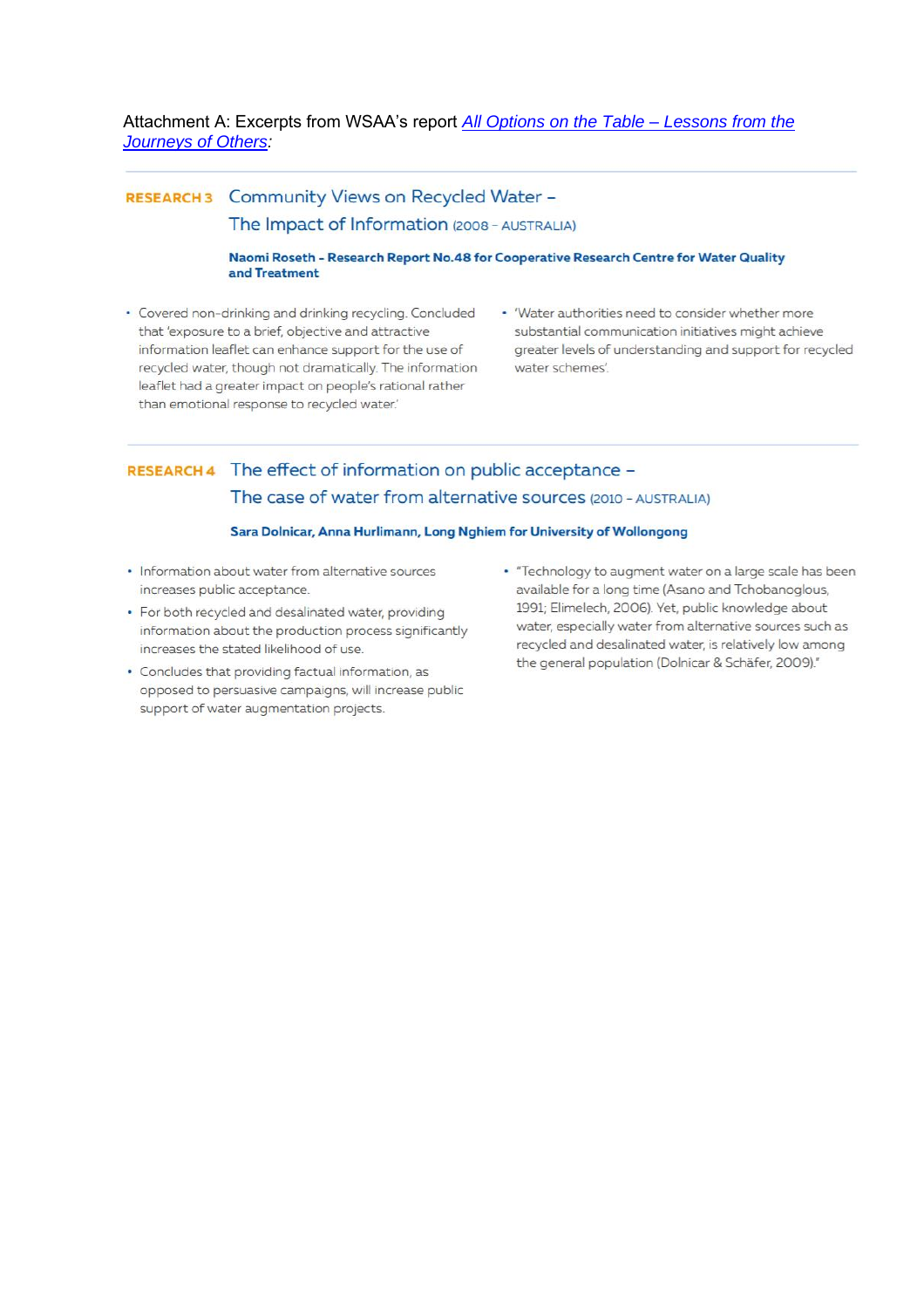Attachment A: Excerpts from WSAA's report *All Options on the Table – Lessons from the Journeys of Others*:

## RESEARCH 3 Community Views on Recycled Water – The Impact of Information (2008 – AUSTRALIA)

**Naomi Roseth – Research Report No.48 for Cooperative Research Centre for Water Quality and Treatment**

- Covered non-drinking and drinking recycling. Concluded that 'exposure to a brief, objective and attractive information leaflet can enhance support for the use of recycled water, though not dramatically. The information leaflet had a greater impact on people's rational rather than emotional response to recycled water.'
- 'Water authorities need to consider whether more substantial communication initiatives might achieve greater levels of understanding and support for recycled water schemes'.

## RESEARCH 4 The effect of information on public acceptance – The case of water from alternative sources (2010 – AUSTRALIA)

**Sara Dolnicar, Anna Hurlimann, Long Nghiem for University of Wollongong**

- Information about water from alternative sources increases public acceptance.
- For both recycled and desalinated water, providing information about the production process significantly increases the stated likelihood of use.
- Concludes that providing factual information, as opposed to persuasive campaigns, will increase public support of water augmentation projects.
- "Technology to augment water on a large scale has been available for a long time (Asano and Tchobanoglous, 1991; Elimelech, 2006). Yet, public knowledge about water, especially water from alternative sources such as recycled and desalinated water, is relatively low among the general population (Dolnicar & Schäfer, 2009)."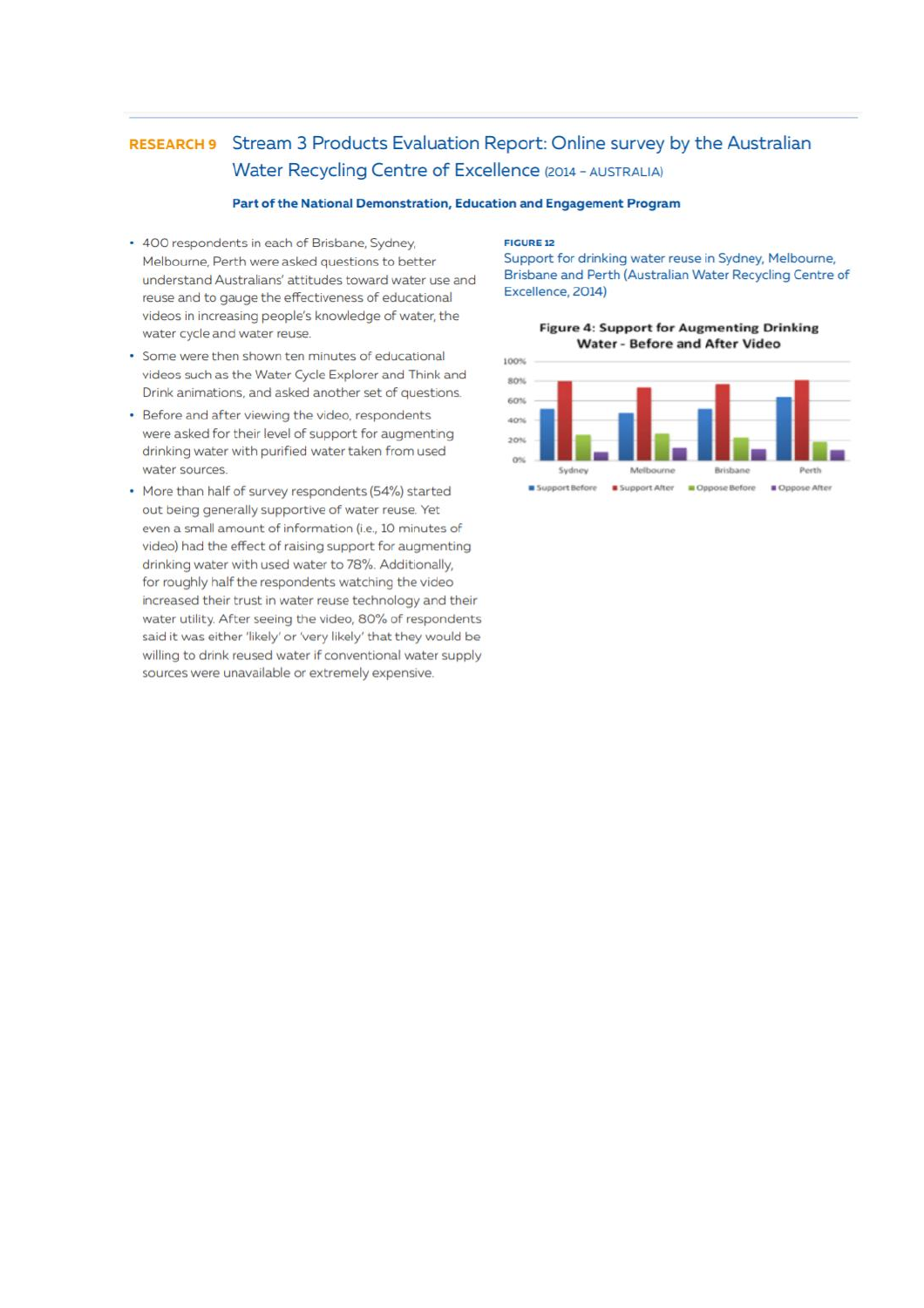## RESEARCH 9 Stream 3 Products Evaluation Report: Online survey by the Australian Water Recycling Centre of Excellence (2014 – AUSTRALIA)

**Part of the National Demonstration, Education and Engagement Program**

- 400 respondents in each of Brisbane, Sydney, Melbourne, Perth were asked questions to better understand Australians' attitudes toward water use and reuse and to gauge the effectiveness of educational videos in increasing people's knowledge of water, the water cycle and water reuse.
- Some were then shown ten minutes of educational videos such as the Water Cycle Explorer and Think and Drink animations, and asked another set of questions.
- Before and after viewing the video, respondents were asked for their level of support for augmenting drinking water with purified water taken from used water sources.
- More than half of survey respondents (54%) started out being generally supportive of water reuse. Yet even a small amount of information (i.e., 10 minutes of video) had the effect of raising support for augmenting drinking water with used water to 78%. Additionally, for roughly half the respondents watching the video increased their trust in water reuse technology and their water utility. After seeing the video, 80% of respondents said it was either 'likely' or 'very likely' that they would be willing to drink reused water if conventional water supply sources were unavailable or extremely expensive.

**FIGURE 12**

Support for drinking water reuse in Sydney, Melbourne, Brisbane and Perth (Australian Water Recycling Centre of Excellence, 2014)

**Figure 4: Support for Augmenting Drinking Water - Before and After Video**

100%
80%
60%
40%
20%
0%

Sydney
Melbourne
Brisbane
Perth

Support Before
Support After
Oppose Before
Oppose After